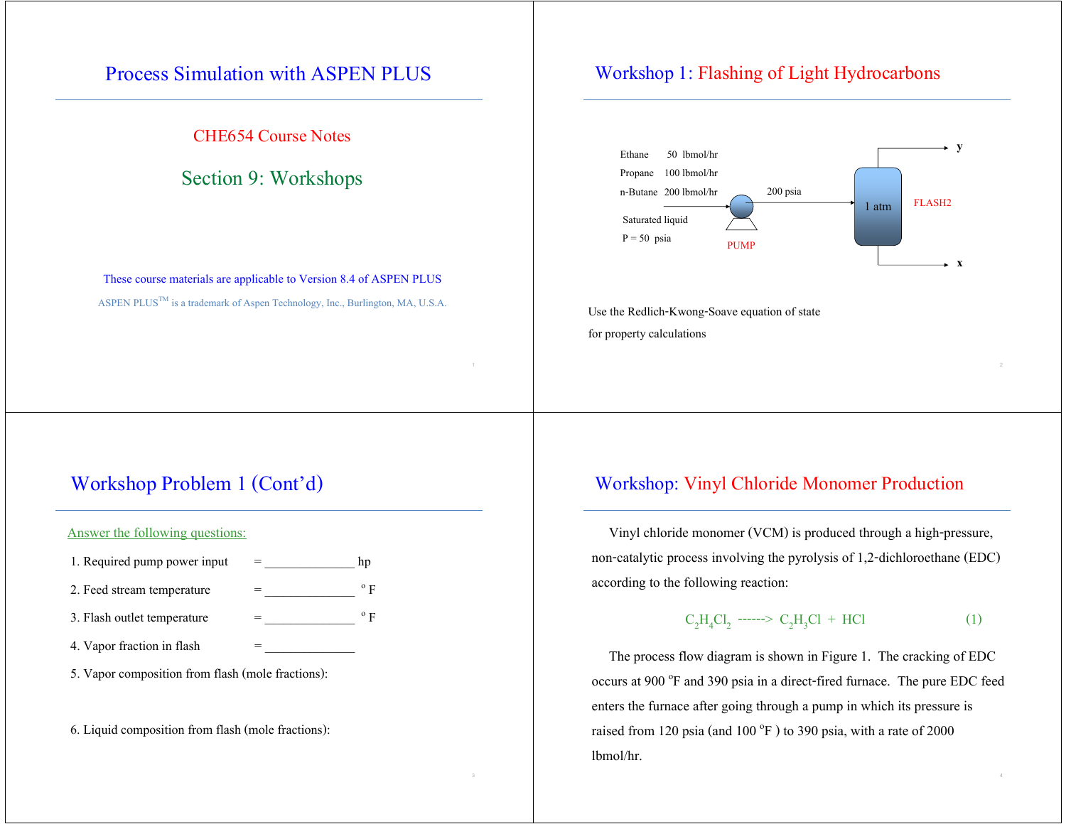# Process Simulation with ASPEN PLUS

CHE654 Course Notes

## Section 9: Workshops

These course materials are applicable to Version 8.4 of ASPEN PLUS

ASPEN PLUS[TM] is a trademark of Aspen Technology, Inc., Burlington, MA, U.S.A.

## Workshop 1: Flashing of Light Hydrocarbons

Ethane 50 lbmol/hr

Propane 100 lbmol/hr

n-Butane 200 lbmol/hr

Saturated liquid

P = 50 psia

PUMP

200 psia

1 atm

FLASH2

y

x

Use the Redlich-Kwong-Soave equation of state for property calculations

## Workshop Problem 1 (Cont'd)

Answer the following questions:

1. Required pump power input = _____________ hp
2. Feed stream temperature = _____________ $^o$F
3. Flash outlet temperature = _____________ $^o$F
4. Vapor fraction in flash = _____________
5. Vapor composition from flash (mole fractions):
6. Liquid composition from flash (mole fractions):

## Workshop: Vinyl Chloride Monomer Production

Vinyl chloride monomer (VCM) is produced through a high-pressure, non-catalytic process involving the pyrolysis of 1,2-dichloroethane (EDC) according to the following reaction:

$$C_2H_4Cl_2 \text{ ------> } C_2H_3Cl + HCl \qquad (1)$$

The process flow diagram is shown in Figure 1. The cracking of EDC occurs at 900 $^o$F and 390 psia in a direct-fired furnace. The pure EDC feed enters the furnace after going through a pump in which its pressure is raised from 120 psia (and 100 $^o$F ) to 390 psia, with a rate of 2000 lbmol/hr.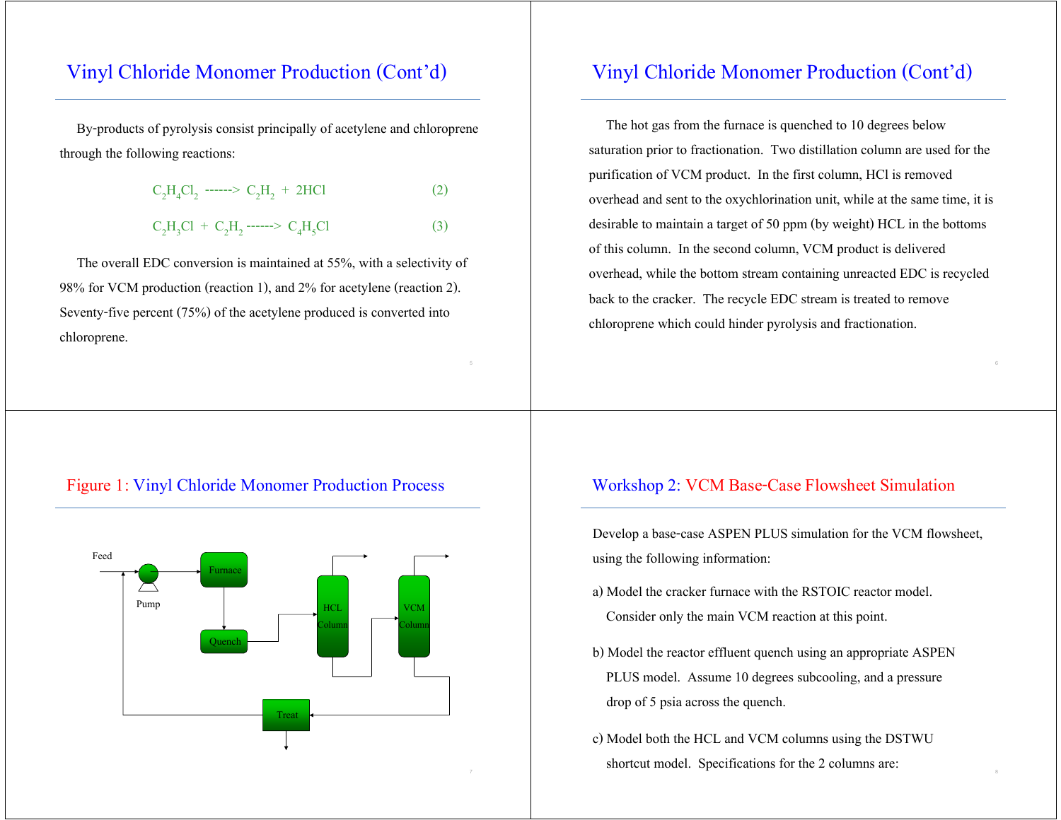## Vinyl Chloride Monomer Production (Cont'd)

By-products of pyrolysis consist principally of acetylene and chloroprene through the following reactions:

$$C_2H_4Cl_2 \text{ ------> } C_2H_2 + 2HCl \qquad (2)$$

$$C_2H_3Cl + C_2H_2 \text{ ------> } C_4H_5Cl \qquad (3)$$

The overall EDC conversion is maintained at 55%, with a selectivity of 98% for VCM production (reaction 1), and 2% for acetylene (reaction 2). Seventy-five percent (75%) of the acetylene produced is converted into chloroprene.

## Vinyl Chloride Monomer Production (Cont'd)

The hot gas from the furnace is quenched to 10 degrees below saturation prior to fractionation. Two distillation column are used for the purification of VCM product. In the first column, HCl is removed overhead and sent to the oxychlorination unit, while at the same time, it is desirable to maintain a target of 50 ppm (by weight) HCL in the bottoms of this column. In the second column, VCM product is delivered overhead, while the bottom stream containing unreacted EDC is recycled back to the cracker. The recycle EDC stream is treated to remove chloroprene which could hinder pyrolysis and fractionation.

## Figure 1: Vinyl Chloride Monomer Production Process

Feed

Pump

Furnace

Quench

HCL Column

VCM Column

Treat

## Workshop 2: VCM Base-Case Flowsheet Simulation

Develop a base-case ASPEN PLUS simulation for the VCM flowsheet, using the following information:

a) Model the cracker furnace with the RSTOIC reactor model. Consider only the main VCM reaction at this point.

b) Model the reactor effluent quench using an appropriate ASPEN PLUS model. Assume 10 degrees subcooling, and a pressure drop of 5 psia across the quench.

c) Model both the HCL and VCM columns using the DSTWU shortcut model. Specifications for the 2 columns are: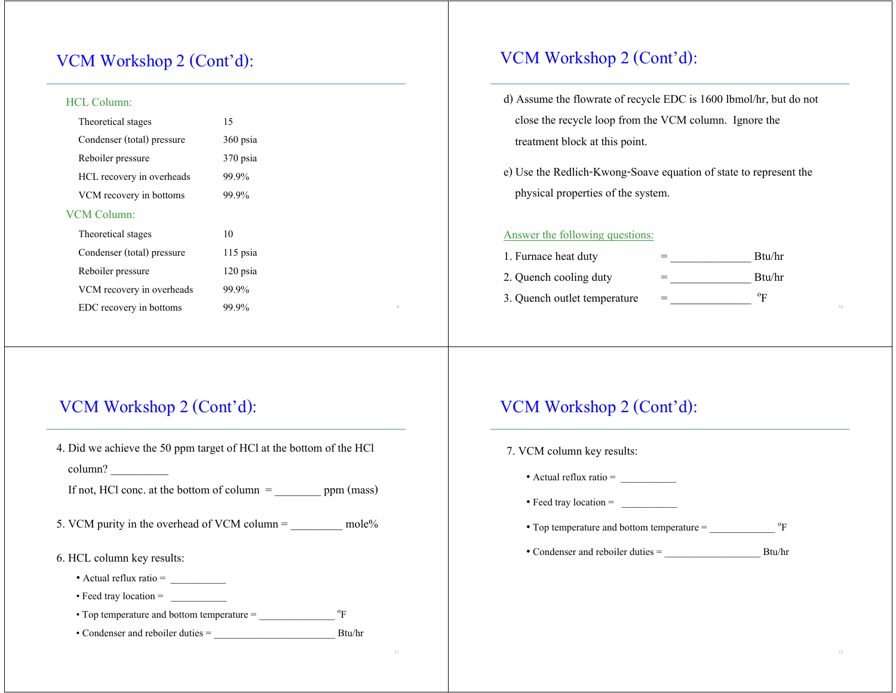## VCM Workshop 2 (Cont'd):

### HCL Column:

| | |
|---|---|
| Theoretical stages | 15 |
| Condenser (total) pressure | 360 psia |
| Reboiler pressure | 370 psia |
| HCL recovery in overheads | 99.9% |
| VCM recovery in bottoms | 99.9% |

### VCM Column:

| | |
|---|---|
| Theoretical stages | 10 |
| Condenser (total) pressure | 115 psia |
| Reboiler pressure | 120 psia |
| VCM recovery in overheads | 99.9% |
| EDC recovery in bottoms | 99.9% |

## VCM Workshop 2 (Cont'd):

d) Assume the flowrate of recycle EDC is 1600 lbmol/hr, but do not close the recycle loop from the VCM column. Ignore the treatment block at this point.

e) Use the Redlich-Kwong-Soave equation of state to represent the physical properties of the system.

Answer the following questions:

1. Furnace heat duty = ______________ Btu/hr
2. Quench cooling duty = ______________ Btu/hr
3. Quench outlet temperature = ______________ $^oF$

## VCM Workshop 2 (Cont'd):

4. Did we achieve the 50 ppm target of HCl at the bottom of the HCl column? __________

   If not, HCl conc. at the bottom of column = ________ ppm (mass)

5. VCM purity in the overhead of VCM column = _________ mole%

6. HCL column key results:
   - Actual reflux ratio = ___________
   - Feed tray location = ___________
   - Top temperature and bottom temperature = _______________ $^oF$
   - Condenser and reboiler duties = ________________________ Btu/hr

## VCM Workshop 2 (Cont'd):

7. VCM column key results:
   - Actual reflux ratio = ___________
   - Feed tray location = ___________
   - Top temperature and bottom temperature = _____________ $^oF$
   - Condenser and reboiler duties = ___________________ Btu/hr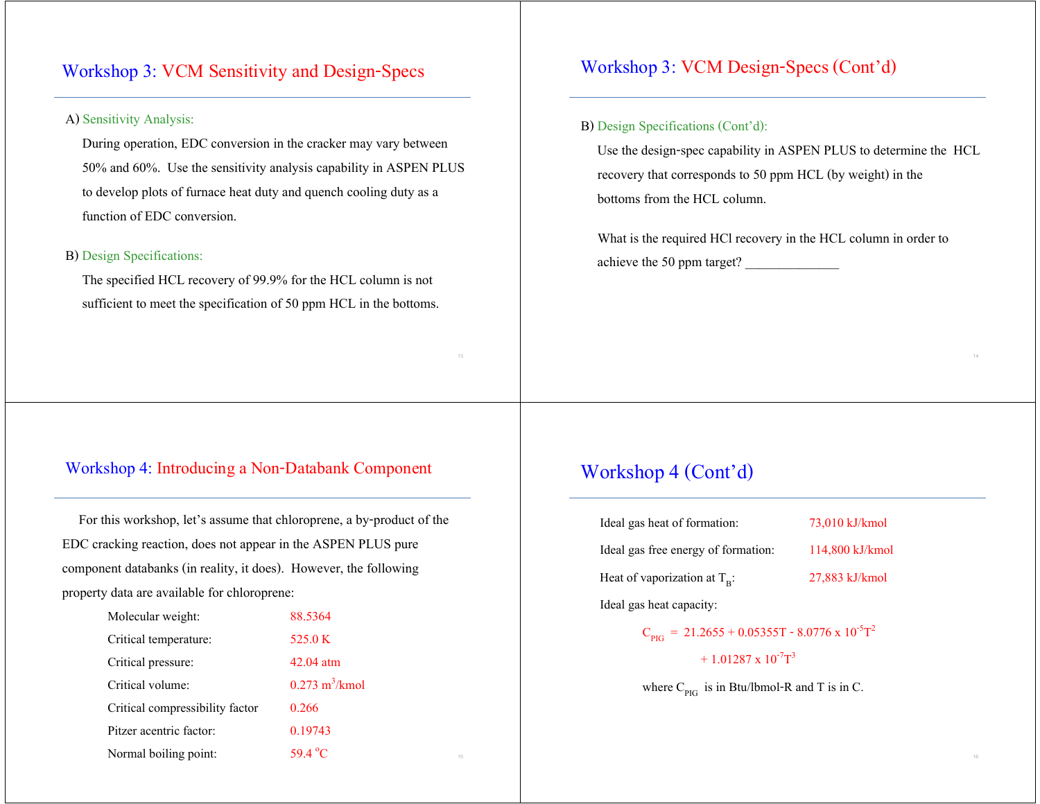## Workshop 3: VCM Sensitivity and Design-Specs

A) Sensitivity Analysis:

During operation, EDC conversion in the cracker may vary between 50% and 60%. Use the sensitivity analysis capability in ASPEN PLUS to develop plots of furnace heat duty and quench cooling duty as a function of EDC conversion.

B) Design Specifications:

The specified HCL recovery of 99.9% for the HCL column is not sufficient to meet the specification of 50 ppm HCL in the bottoms.

## Workshop 3: VCM Design-Specs (Cont'd)

B) Design Specifications (Cont'd):

Use the design-spec capability in ASPEN PLUS to determine the HCL recovery that corresponds to 50 ppm HCL (by weight) in the bottoms from the HCL column.

What is the required HCl recovery in the HCL column in order to achieve the 50 ppm target? ______________

## Workshop 4: Introducing a Non-Databank Component

For this workshop, let's assume that chloroprene, a by-product of the EDC cracking reaction, does not appear in the ASPEN PLUS pure component databanks (in reality, it does). However, the following property data are available for chloroprene:

| Property | Value |
|---|---|
| Molecular weight: | 88.5364 |
| Critical temperature: | 525.0 K |
| Critical pressure: | 42.04 atm |
| Critical volume: | 0.273 $m^3$/kmol |
| Critical compressibility factor | 0.266 |
| Pitzer acentric factor: | 0.19743 |
| Normal boiling point: | 59.4 $^oC$ |

## Workshop 4 (Cont'd)

| Property | Value |
|---|---|
| Ideal gas heat of formation: | 73,010 kJ/kmol |
| Ideal gas free energy of formation: | 114,800 kJ/kmol |
| Heat of vaporization at $T_B$: | 27,883 kJ/kmol |

Ideal gas heat capacity:

$$C_{PIG} = 21.2655 + 0.05355T - 8.0776 \times 10^{-5}T^2 + 1.01287 \times 10^{-7}T^3$$

where $C_{PIG}$ is in Btu/lbmol-R and T is in C.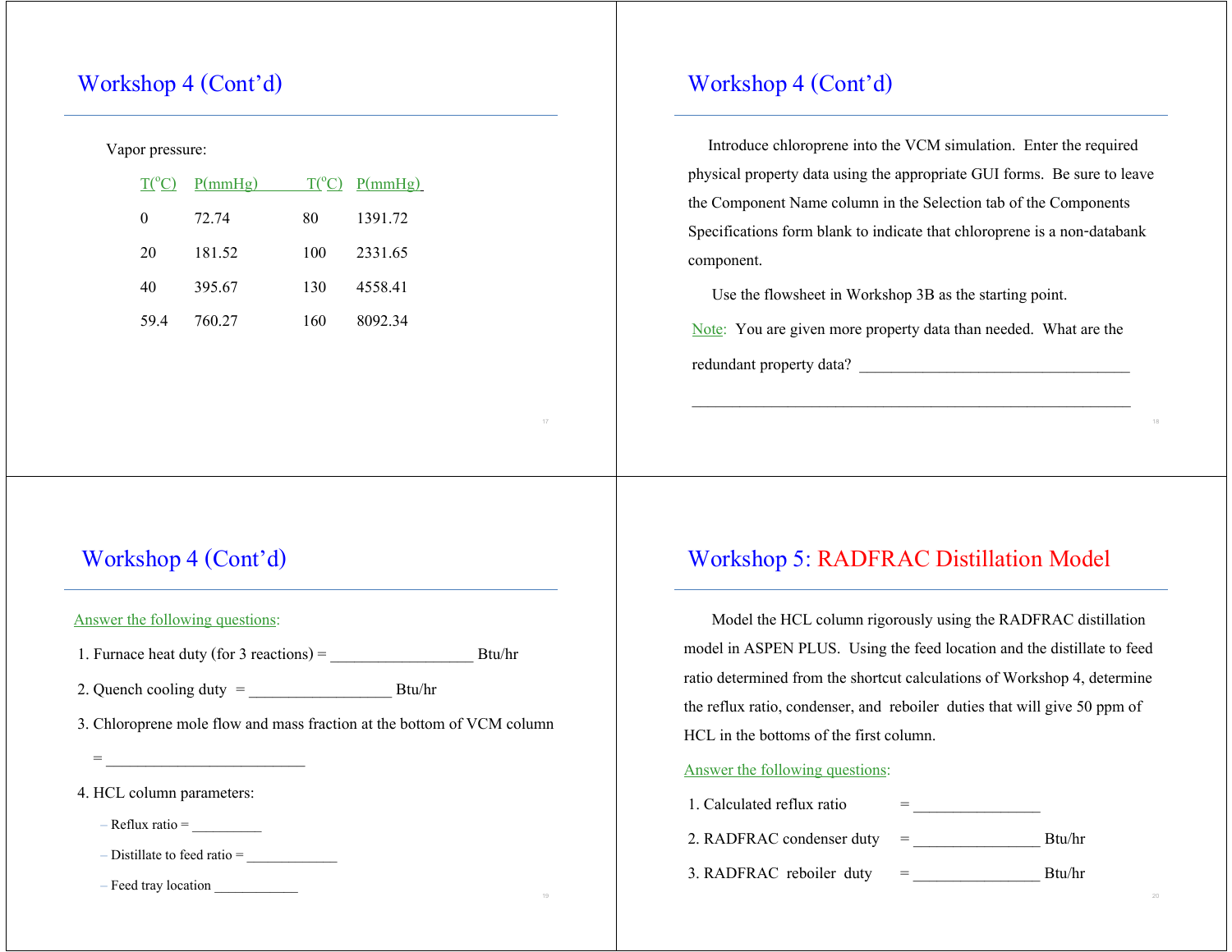## Workshop 4 (Cont'd)

Vapor pressure:

| T(°C) | P(mmHg) | T(°C) | P(mmHg) |
|---|---|---|---|
| 0 | 72.74 | 80 | 1391.72 |
| 20 | 181.52 | 100 | 2331.65 |
| 40 | 395.67 | 130 | 4558.41 |
| 59.4 | 760.27 | 160 | 8092.34 |

## Workshop 4 (Cont'd)

Introduce chloroprene into the VCM simulation. Enter the required physical property data using the appropriate GUI forms. Be sure to leave the Component Name column in the Selection tab of the Components Specifications form blank to indicate that chloroprene is a non-databank component.

Use the flowsheet in Workshop 3B as the starting point.

Note: You are given more property data than needed. What are the redundant property data? ___________________________________

___________________________________________________________

## Workshop 4 (Cont'd)

Answer the following questions:

1. Furnace heat duty (for 3 reactions) = __________________ Btu/hr
2. Quench cooling duty = __________________ Btu/hr
3. Chloroprene mole flow and mass fraction at the bottom of VCM column = __________________________
4. HCL column parameters:
   - Reflux ratio = __________
   - Distillate to feed ratio = _____________
   - Feed tray location ____________

## Workshop 5: RADFRAC Distillation Model

Model the HCL column rigorously using the RADFRAC distillation model in ASPEN PLUS. Using the feed location and the distillate to feed ratio determined from the shortcut calculations of Workshop 4, determine the reflux ratio, condenser, and reboiler duties that will give 50 ppm of HCL in the bottoms of the first column.

Answer the following questions:

1. Calculated reflux ratio = ________________
2. RADFRAC condenser duty = ________________ Btu/hr
3. RADFRAC reboiler duty = ________________ Btu/hr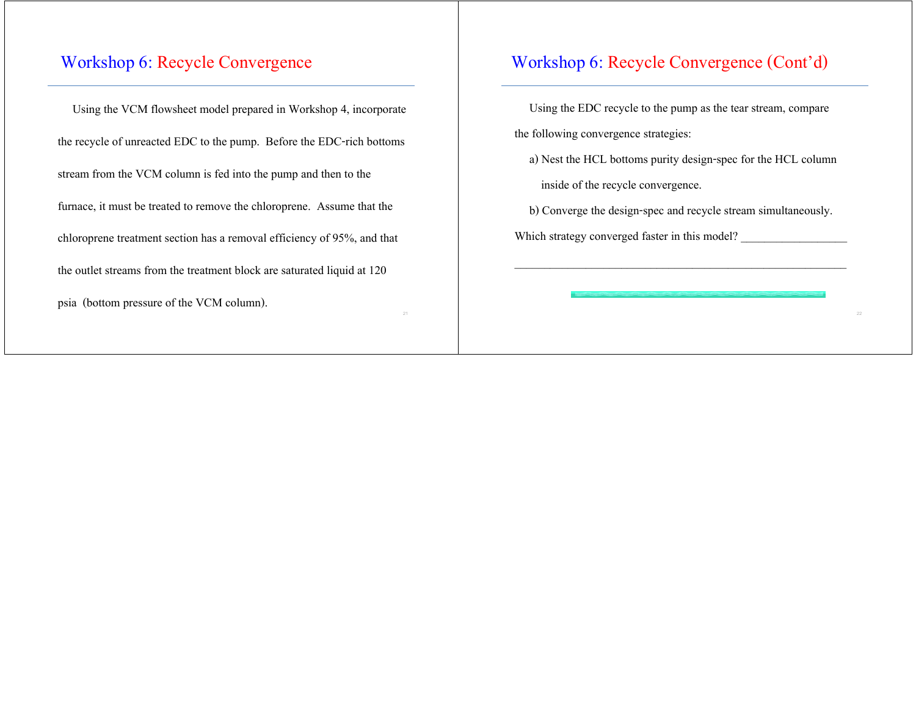# Workshop 6: Recycle Convergence

Using the VCM flowsheet model prepared in Workshop 4, incorporate the recycle of unreacted EDC to the pump. Before the EDC-rich bottoms stream from the VCM column is fed into the pump and then to the furnace, it must be treated to remove the chloroprene. Assume that the chloroprene treatment section has a removal efficiency of 95%, and that the outlet streams from the treatment block are saturated liquid at 120 psia (bottom pressure of the VCM column).

# Workshop 6: Recycle Convergence (Cont'd)

Using the EDC recycle to the pump as the tear stream, compare the following convergence strategies:

a) Nest the HCL bottoms purity design-spec for the HCL column inside of the recycle convergence.

b) Converge the design-spec and recycle stream simultaneously.

Which strategy converged faster in this model? __________________

___________________________________________________________